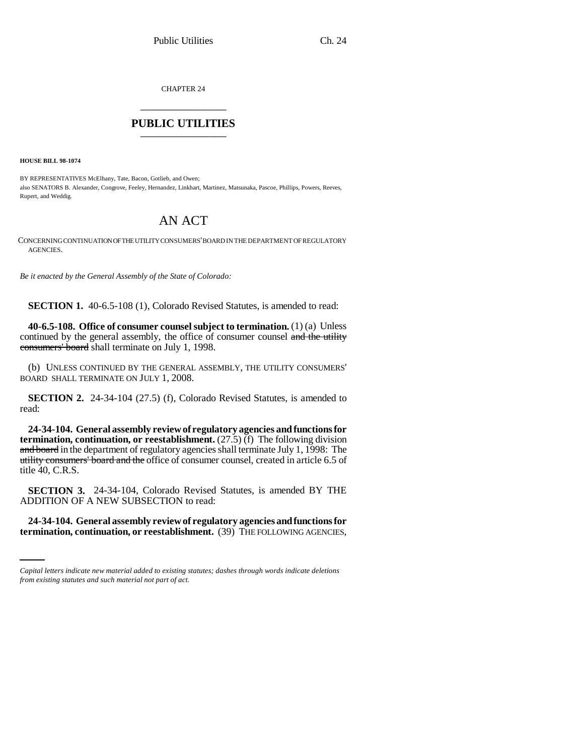CHAPTER 24

# PUBLIC UTILITIES

**HOUSE BILL 98-1074**

BY REPRESENTATIVES McElhany, Tate, Bacon, Gotlieb, and Owen;
also SENATORS B. Alexander, Congrove, Feeley, Hernandez, Linkhart, Martinez, Matsunaka, Pascoe, Phillips, Powers, Reeves, Rupert, and Weddig.

## AN ACT

CONCERNING CONTINUATION OF THE UTILITY CONSUMERS' BOARD IN THE DEPARTMENT OF REGULATORY AGENCIES.

*Be it enacted by the General Assembly of the State of Colorado:*

**SECTION 1.** 40-6.5-108 (1), Colorado Revised Statutes, is amended to read:

**40-6.5-108. Office of consumer counsel subject to termination.** (1) (a) Unless continued by the general assembly, the office of consumer counsel ~~and the utility consumers' board~~ shall terminate on July 1, 1998.

(b) UNLESS CONTINUED BY THE GENERAL ASSEMBLY, THE UTILITY CONSUMERS' BOARD SHALL TERMINATE ON JULY 1, 2008.

**SECTION 2.** 24-34-104 (27.5) (f), Colorado Revised Statutes, is amended to read:

**24-34-104. General assembly review of regulatory agencies and functions for termination, continuation, or reestablishment.** (27.5) (f) The following division ~~and board~~ in the department of regulatory agencies shall terminate July 1, 1998: The ~~utility consumers' board and the~~ office of consumer counsel, created in article 6.5 of title 40, C.R.S.

**SECTION 3.** 24-34-104, Colorado Revised Statutes, is amended BY THE ADDITION OF A NEW SUBSECTION to read:

**24-34-104. General assembly review of regulatory agencies and functions for termination, continuation, or reestablishment.** (39) THE FOLLOWING AGENCIES,

*Capital letters indicate new material added to existing statutes; dashes through words indicate deletions from existing statutes and such material not part of act.*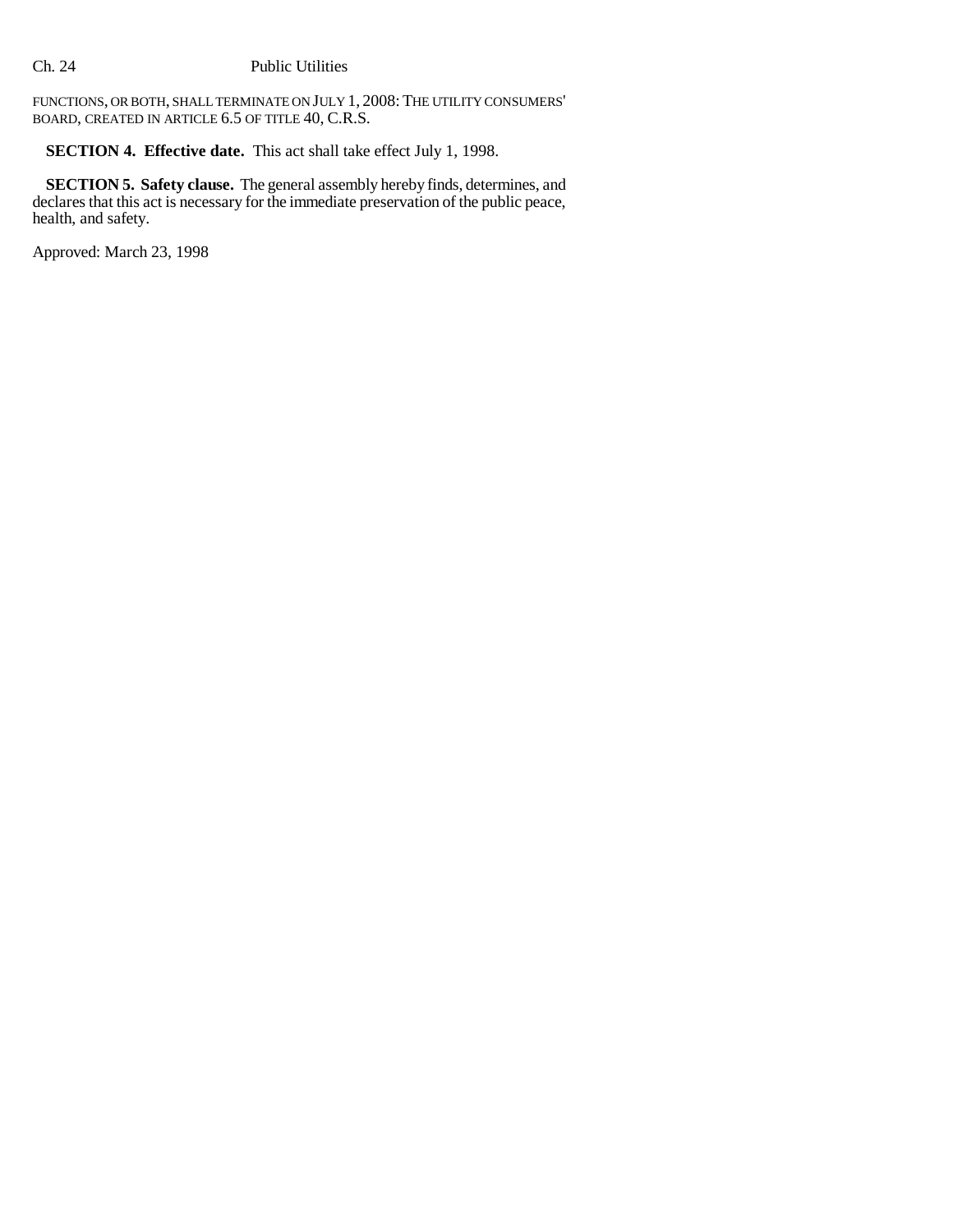FUNCTIONS, OR BOTH, SHALL TERMINATE ON JULY 1, 2008: THE UTILITY CONSUMERS' BOARD, CREATED IN ARTICLE 6.5 OF TITLE 40, C.R.S.

**SECTION 4. Effective date.** This act shall take effect July 1, 1998.

**SECTION 5. Safety clause.** The general assembly hereby finds, determines, and declares that this act is necessary for the immediate preservation of the public peace, health, and safety.

Approved: March 23, 1998